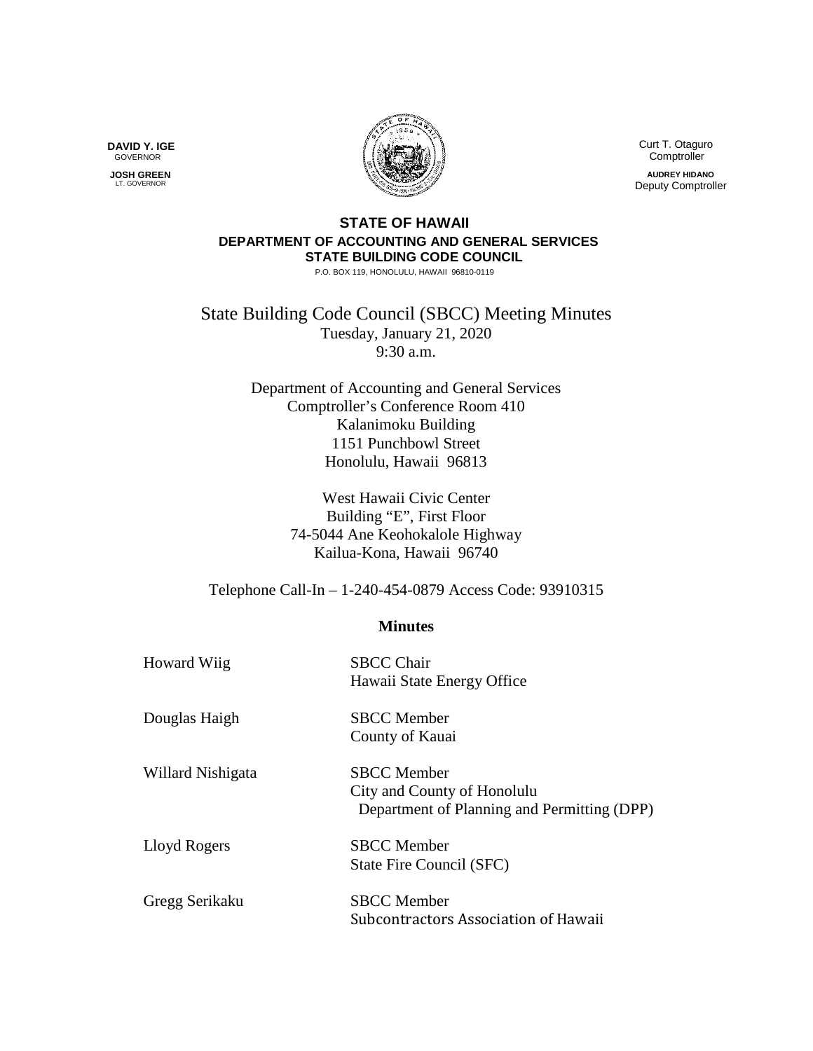**DAVID Y. IGE**
GOVERNOR

**JOSH GREEN**
LT. GOVERNOR

Curt T. Otaguro
Comptroller

**AUDREY HIDANO**
Deputy Comptroller

**STATE OF HAWAII**
**DEPARTMENT OF ACCOUNTING AND GENERAL SERVICES**
**STATE BUILDING CODE COUNCIL**
P.O. BOX 119, HONOLULU, HAWAII 96810-0119

# State Building Code Council (SBCC) Meeting Minutes

Tuesday, January 21, 2020
9:30 a.m.

Department of Accounting and General Services
Comptroller's Conference Room 410
Kalanimoku Building
1151 Punchbowl Street
Honolulu, Hawaii 96813

West Hawaii Civic Center
Building "E", First Floor
74-5044 Ane Keohokalole Highway
Kailua-Kona, Hawaii 96740

Telephone Call-In – 1-240-454-0879 Access Code: 93910315

## Minutes

| | |
|---|---|
| Howard Wiig | SBCC Chair<br>Hawaii State Energy Office |
| Douglas Haigh | SBCC Member<br>County of Kauai |
| Willard Nishigata | SBCC Member<br>City and County of Honolulu<br>Department of Planning and Permitting (DPP) |
| Lloyd Rogers | SBCC Member<br>State Fire Council (SFC) |
| Gregg Serikaku | SBCC Member<br>Subcontractors Association of Hawaii |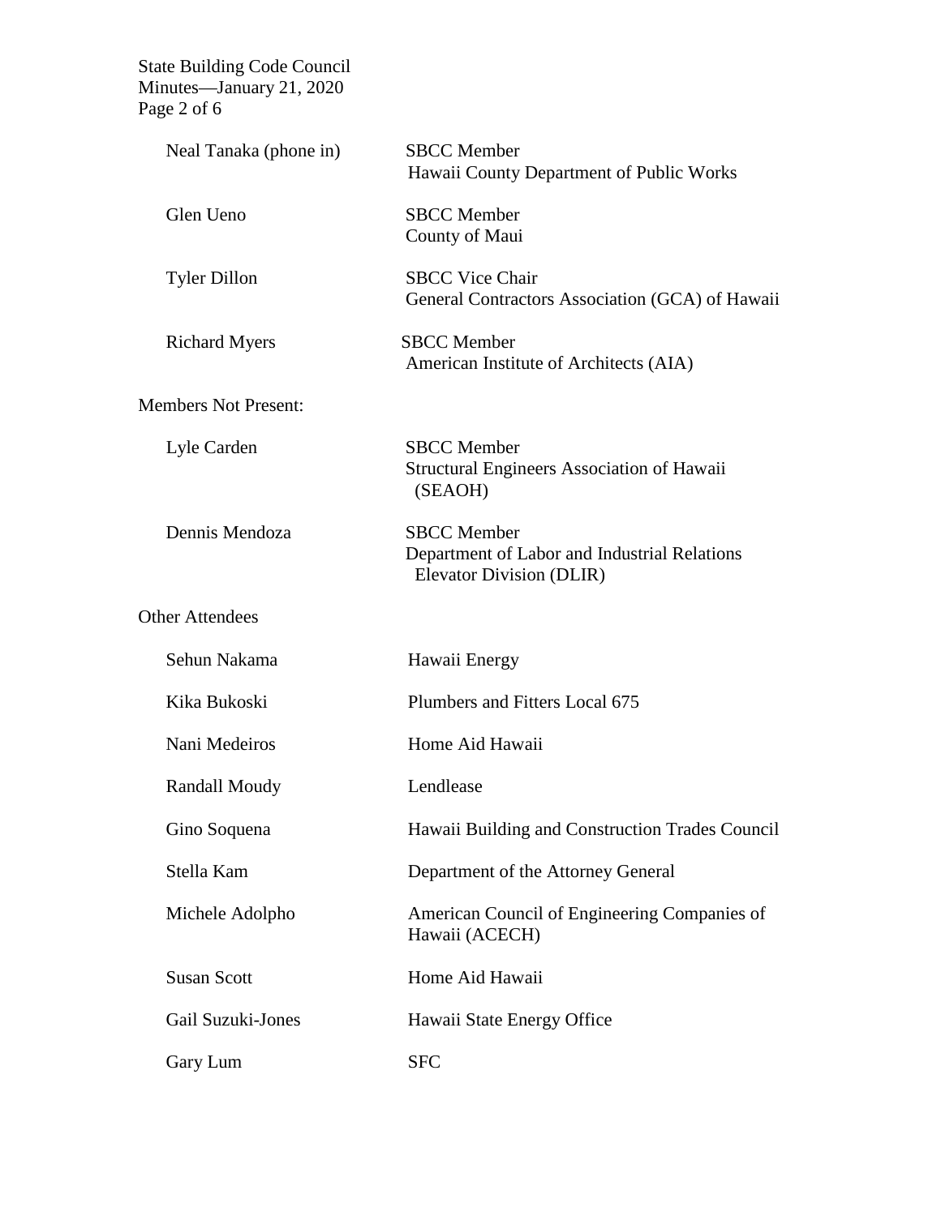| | |
|---|---|
| Neal Tanaka (phone in) | SBCC Member<br>Hawaii County Department of Public Works |
| Glen Ueno | SBCC Member<br>County of Maui |
| Tyler Dillon | SBCC Vice Chair<br>General Contractors Association (GCA) of Hawaii |
| Richard Myers | SBCC Member<br>American Institute of Architects (AIA) |

Members Not Present:

| | |
|---|---|
| Lyle Carden | SBCC Member<br>Structural Engineers Association of Hawaii (SEAOH) |
| Dennis Mendoza | SBCC Member<br>Department of Labor and Industrial Relations Elevator Division (DLIR) |

Other Attendees

| | |
|---|---|
| Sehun Nakama | Hawaii Energy |
| Kika Bukoski | Plumbers and Fitters Local 675 |
| Nani Medeiros | Home Aid Hawaii |
| Randall Moudy | Lendlease |
| Gino Soquena | Hawaii Building and Construction Trades Council |
| Stella Kam | Department of the Attorney General |
| Michele Adolpho | American Council of Engineering Companies of Hawaii (ACECH) |
| Susan Scott | Home Aid Hawaii |
| Gail Suzuki-Jones | Hawaii State Energy Office |
| Gary Lum | SFC |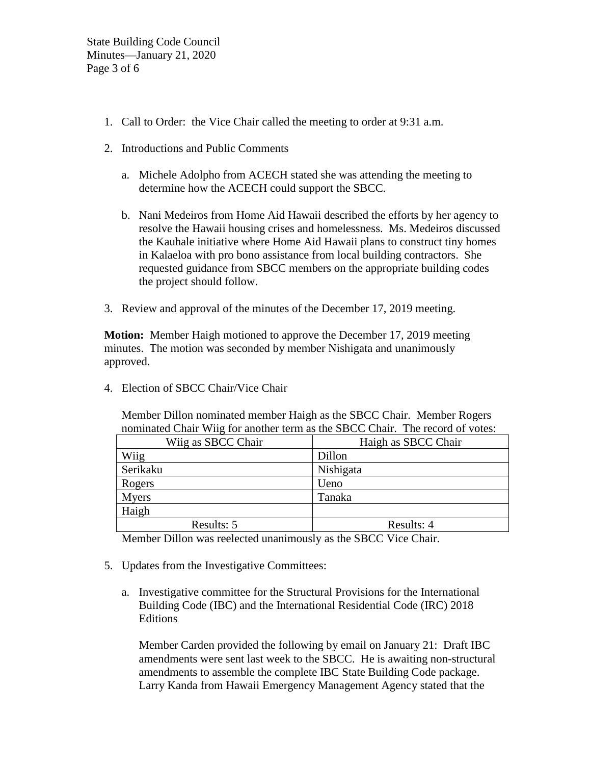1. Call to Order: the Vice Chair called the meeting to order at 9:31 a.m.

2. Introductions and Public Comments

   a. Michele Adolpho from ACECH stated she was attending the meeting to determine how the ACECH could support the SBCC.

   b. Nani Medeiros from Home Aid Hawaii described the efforts by her agency to resolve the Hawaii housing crises and homelessness. Ms. Medeiros discussed the Kauhale initiative where Home Aid Hawaii plans to construct tiny homes in Kalaeloa with pro bono assistance from local building contractors. She requested guidance from SBCC members on the appropriate building codes the project should follow.

3. Review and approval of the minutes of the December 17, 2019 meeting.

**Motion:** Member Haigh motioned to approve the December 17, 2019 meeting minutes. The motion was seconded by member Nishigata and unanimously approved.

4. Election of SBCC Chair/Vice Chair

   Member Dillon nominated member Haigh as the SBCC Chair. Member Rogers nominated Chair Wiig for another term as the SBCC Chair. The record of votes:

| Wiig as SBCC Chair | Haigh as SBCC Chair |
|---|---|
| Wiig | Dillon |
| Serikaku | Nishigata |
| Rogers | Ueno |
| Myers | Tanaka |
| Haigh | |
| Results: 5 | Results: 4 |

   Member Dillon was reelected unanimously as the SBCC Vice Chair.

5. Updates from the Investigative Committees:

   a. Investigative committee for the Structural Provisions for the International Building Code (IBC) and the International Residential Code (IRC) 2018 Editions

      Member Carden provided the following by email on January 21: Draft IBC amendments were sent last week to the SBCC. He is awaiting non-structural amendments to assemble the complete IBC State Building Code package. Larry Kanda from Hawaii Emergency Management Agency stated that the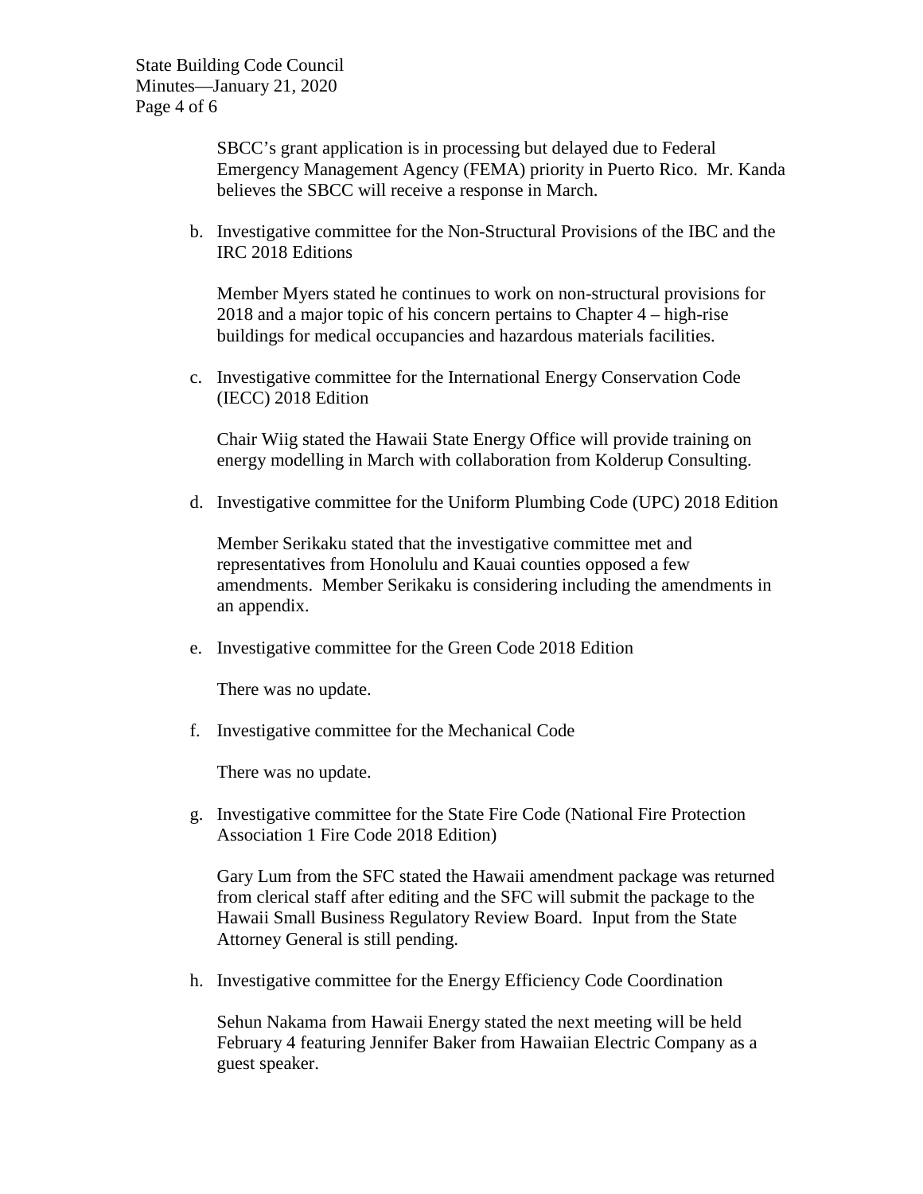SBCC's grant application is in processing but delayed due to Federal Emergency Management Agency (FEMA) priority in Puerto Rico. Mr. Kanda believes the SBCC will receive a response in March.

b. Investigative committee for the Non-Structural Provisions of the IBC and the IRC 2018 Editions

Member Myers stated he continues to work on non-structural provisions for 2018 and a major topic of his concern pertains to Chapter 4 – high-rise buildings for medical occupancies and hazardous materials facilities.

c. Investigative committee for the International Energy Conservation Code (IECC) 2018 Edition

Chair Wiig stated the Hawaii State Energy Office will provide training on energy modelling in March with collaboration from Kolderup Consulting.

d. Investigative committee for the Uniform Plumbing Code (UPC) 2018 Edition

Member Serikaku stated that the investigative committee met and representatives from Honolulu and Kauai counties opposed a few amendments. Member Serikaku is considering including the amendments in an appendix.

e. Investigative committee for the Green Code 2018 Edition

There was no update.

f. Investigative committee for the Mechanical Code

There was no update.

g. Investigative committee for the State Fire Code (National Fire Protection Association 1 Fire Code 2018 Edition)

Gary Lum from the SFC stated the Hawaii amendment package was returned from clerical staff after editing and the SFC will submit the package to the Hawaii Small Business Regulatory Review Board. Input from the State Attorney General is still pending.

h. Investigative committee for the Energy Efficiency Code Coordination

Sehun Nakama from Hawaii Energy stated the next meeting will be held February 4 featuring Jennifer Baker from Hawaiian Electric Company as a guest speaker.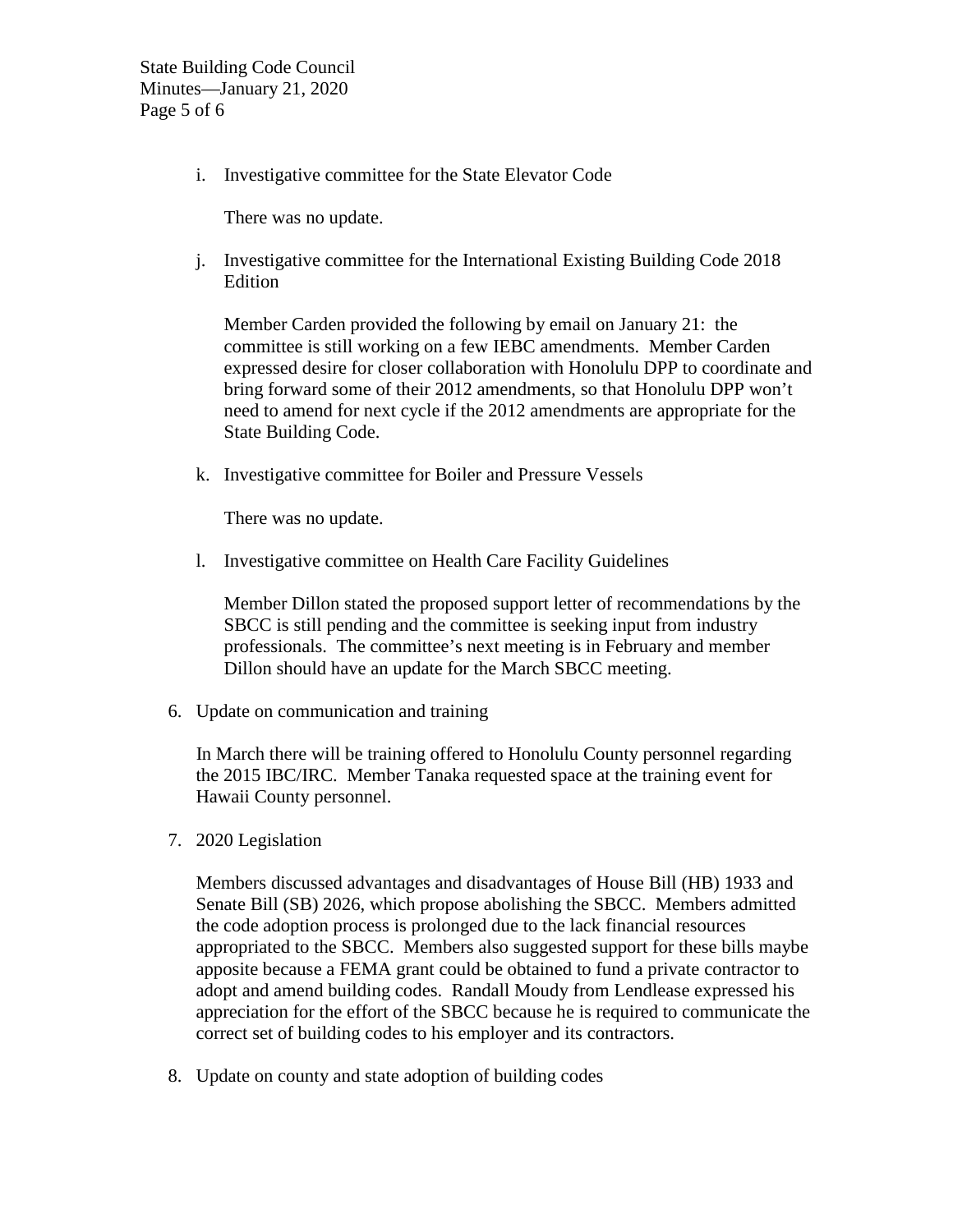i. Investigative committee for the State Elevator Code

   There was no update.

j. Investigative committee for the International Existing Building Code 2018 Edition

   Member Carden provided the following by email on January 21: the committee is still working on a few IEBC amendments. Member Carden expressed desire for closer collaboration with Honolulu DPP to coordinate and bring forward some of their 2012 amendments, so that Honolulu DPP won't need to amend for next cycle if the 2012 amendments are appropriate for the State Building Code.

k. Investigative committee for Boiler and Pressure Vessels

   There was no update.

l. Investigative committee on Health Care Facility Guidelines

   Member Dillon stated the proposed support letter of recommendations by the SBCC is still pending and the committee is seeking input from industry professionals. The committee's next meeting is in February and member Dillon should have an update for the March SBCC meeting.

6. Update on communication and training

   In March there will be training offered to Honolulu County personnel regarding the 2015 IBC/IRC. Member Tanaka requested space at the training event for Hawaii County personnel.

7. 2020 Legislation

   Members discussed advantages and disadvantages of House Bill (HB) 1933 and Senate Bill (SB) 2026, which propose abolishing the SBCC. Members admitted the code adoption process is prolonged due to the lack financial resources appropriated to the SBCC. Members also suggested support for these bills maybe apposite because a FEMA grant could be obtained to fund a private contractor to adopt and amend building codes. Randall Moudy from Lendlease expressed his appreciation for the effort of the SBCC because he is required to communicate the correct set of building codes to his employer and its contractors.

8. Update on county and state adoption of building codes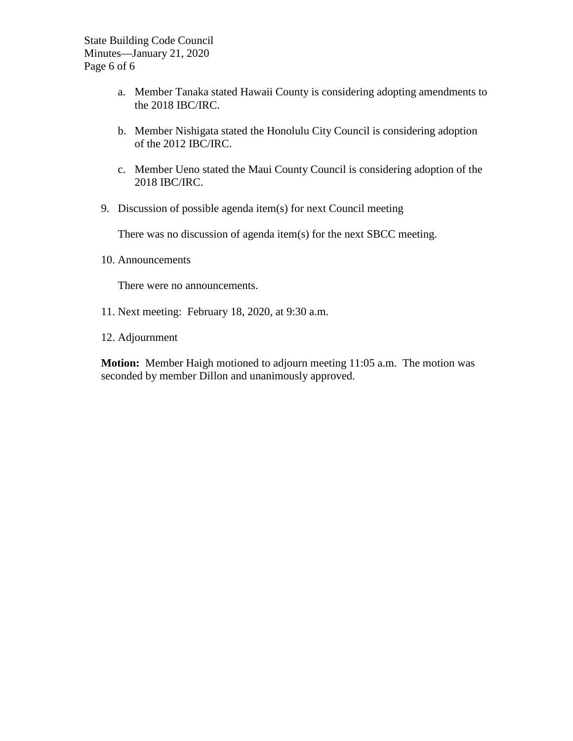a. Member Tanaka stated Hawaii County is considering adopting amendments to the 2018 IBC/IRC.

b. Member Nishigata stated the Honolulu City Council is considering adoption of the 2012 IBC/IRC.

c. Member Ueno stated the Maui County Council is considering adoption of the 2018 IBC/IRC.

9. Discussion of possible agenda item(s) for next Council meeting

   There was no discussion of agenda item(s) for the next SBCC meeting.

10. Announcements

    There were no announcements.

11. Next meeting: February 18, 2020, at 9:30 a.m.

12. Adjournment

**Motion:** Member Haigh motioned to adjourn meeting 11:05 a.m. The motion was seconded by member Dillon and unanimously approved.